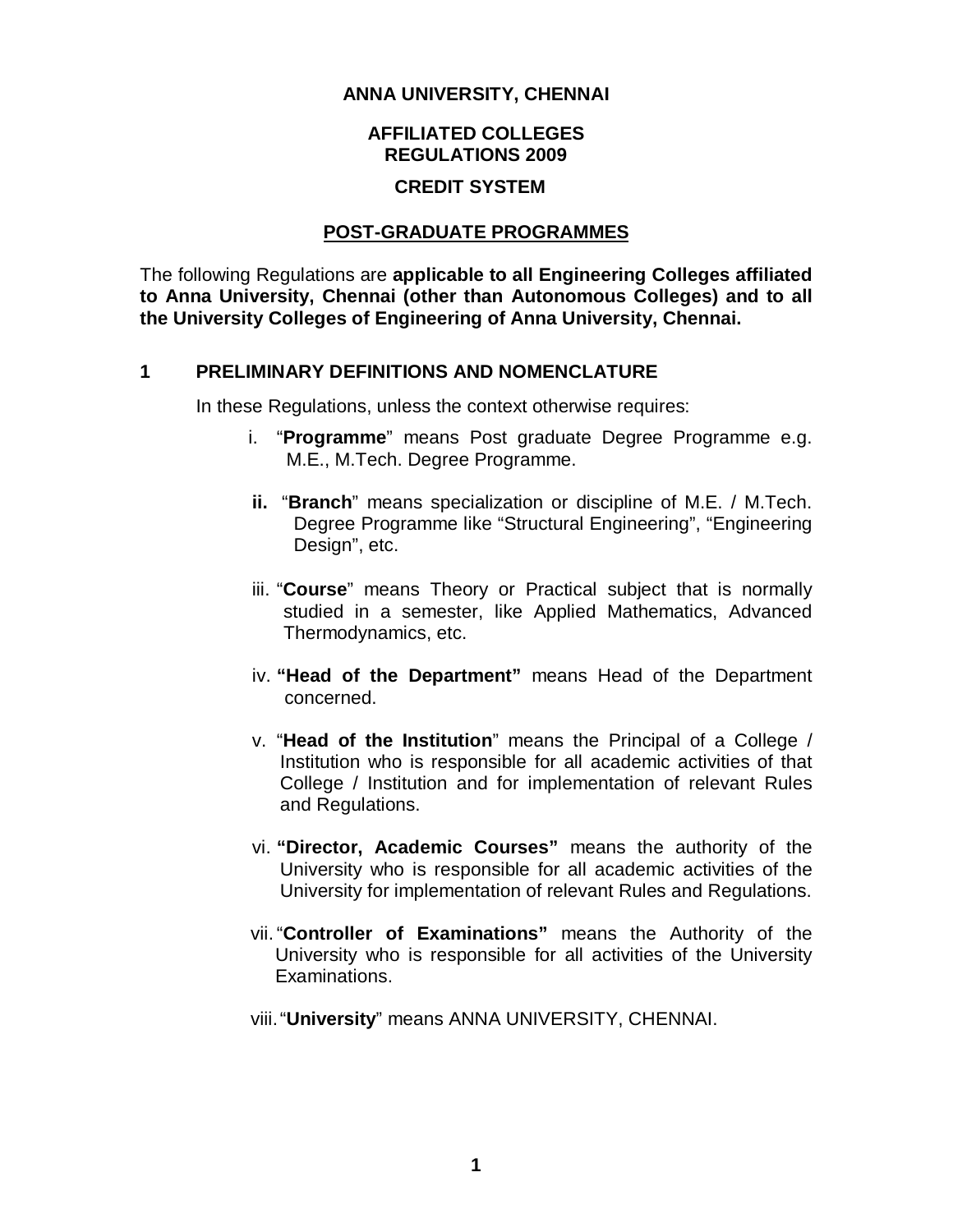# ANNA UNIVERSITY, CHENNAI

## AFFILIATED COLLEGES
## REGULATIONS 2009

## CREDIT SYSTEM

## POST-GRADUATE PROGRAMMES

The following Regulations are **applicable to all Engineering Colleges affiliated to Anna University, Chennai (other than Autonomous Colleges) and to all the University Colleges of Engineering of Anna University, Chennai.**

## 1 PRELIMINARY DEFINITIONS AND NOMENCLATURE

In these Regulations, unless the context otherwise requires:

i. "**Programme**" means Post graduate Degree Programme e.g. M.E., M.Tech. Degree Programme.

**ii.** "**Branch**" means specialization or discipline of M.E. / M.Tech. Degree Programme like "Structural Engineering", "Engineering Design", etc.

iii. "**Course**" means Theory or Practical subject that is normally studied in a semester, like Applied Mathematics, Advanced Thermodynamics, etc.

iv. **"Head of the Department"** means Head of the Department concerned.

v. "**Head of the Institution**" means the Principal of a College / Institution who is responsible for all academic activities of that College / Institution and for implementation of relevant Rules and Regulations.

vi. **"Director, Academic Courses"** means the authority of the University who is responsible for all academic activities of the University for implementation of relevant Rules and Regulations.

vii. "**Controller of Examinations"** means the Authority of the University who is responsible for all activities of the University Examinations.

viii. "**University**" means ANNA UNIVERSITY, CHENNAI.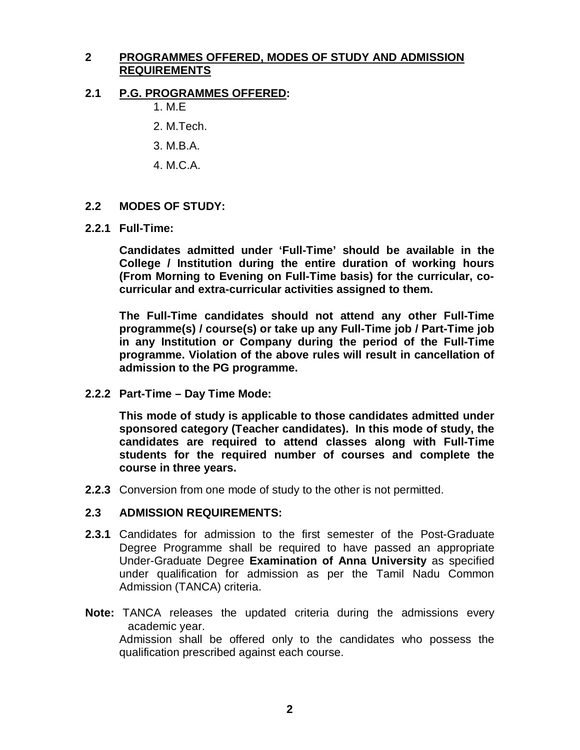## 2 PROGRAMMES OFFERED, MODES OF STUDY AND ADMISSION REQUIREMENTS

### 2.1 P.G. PROGRAMMES OFFERED:

1. M.E
2. M.Tech.
3. M.B.A.
4. M.C.A.

### 2.2 MODES OF STUDY:

#### 2.2.1 Full-Time:

**Candidates admitted under 'Full-Time' should be available in the College / Institution during the entire duration of working hours (From Morning to Evening on Full-Time basis) for the curricular, co-curricular and extra-curricular activities assigned to them.**

**The Full-Time candidates should not attend any other Full-Time programme(s) / course(s) or take up any Full-Time job / Part-Time job in any Institution or Company during the period of the Full-Time programme. Violation of the above rules will result in cancellation of admission to the PG programme.**

#### 2.2.2 Part-Time – Day Time Mode:

**This mode of study is applicable to those candidates admitted under sponsored category (Teacher candidates). In this mode of study, the candidates are required to attend classes along with Full-Time students for the required number of courses and complete the course in three years.**

**2.2.3** Conversion from one mode of study to the other is not permitted.

### 2.3 ADMISSION REQUIREMENTS:

**2.3.1** Candidates for admission to the first semester of the Post-Graduate Degree Programme shall be required to have passed an appropriate Under-Graduate Degree **Examination of Anna University** as specified under qualification for admission as per the Tamil Nadu Common Admission (TANCA) criteria.

**Note:** TANCA releases the updated criteria during the admissions every academic year.
Admission shall be offered only to the candidates who possess the qualification prescribed against each course.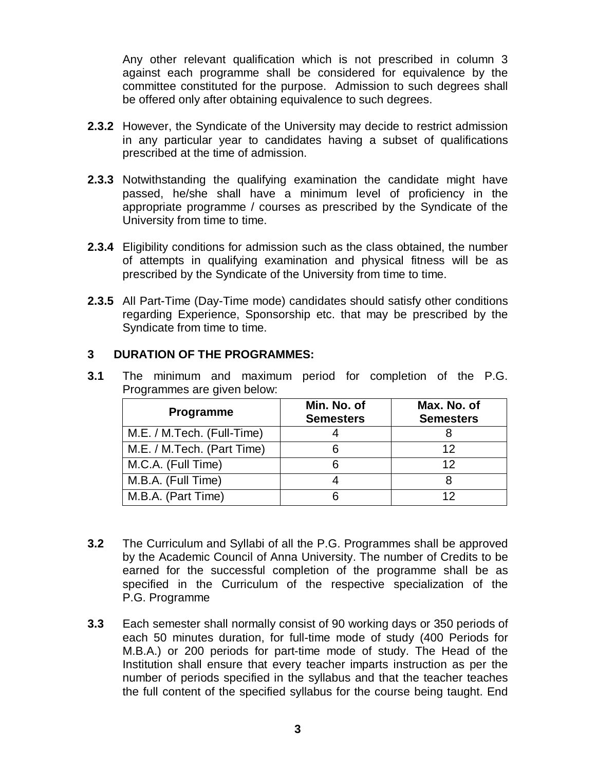Any other relevant qualification which is not prescribed in column 3 against each programme shall be considered for equivalence by the committee constituted for the purpose. Admission to such degrees shall be offered only after obtaining equivalence to such degrees.

**2.3.2** However, the Syndicate of the University may decide to restrict admission in any particular year to candidates having a subset of qualifications prescribed at the time of admission.

**2.3.3** Notwithstanding the qualifying examination the candidate might have passed, he/she shall have a minimum level of proficiency in the appropriate programme / courses as prescribed by the Syndicate of the University from time to time.

**2.3.4** Eligibility conditions for admission such as the class obtained, the number of attempts in qualifying examination and physical fitness will be as prescribed by the Syndicate of the University from time to time.

**2.3.5** All Part-Time (Day-Time mode) candidates should satisfy other conditions regarding Experience, Sponsorship etc. that may be prescribed by the Syndicate from time to time.

## 3 DURATION OF THE PROGRAMMES:

**3.1** The minimum and maximum period for completion of the P.G. Programmes are given below:

| Programme | Min. No. of Semesters | Max. No. of Semesters |
|---|---|---|
| M.E. / M.Tech. (Full-Time) | 4 | 8 |
| M.E. / M.Tech. (Part Time) | 6 | 12 |
| M.C.A. (Full Time) | 6 | 12 |
| M.B.A. (Full Time) | 4 | 8 |
| M.B.A. (Part Time) | 6 | 12 |

**3.2** The Curriculum and Syllabi of all the P.G. Programmes shall be approved by the Academic Council of Anna University. The number of Credits to be earned for the successful completion of the programme shall be as specified in the Curriculum of the respective specialization of the P.G. Programme

**3.3** Each semester shall normally consist of 90 working days or 350 periods of each 50 minutes duration, for full-time mode of study (400 Periods for M.B.A.) or 200 periods for part-time mode of study. The Head of the Institution shall ensure that every teacher imparts instruction as per the number of periods specified in the syllabus and that the teacher teaches the full content of the specified syllabus for the course being taught. End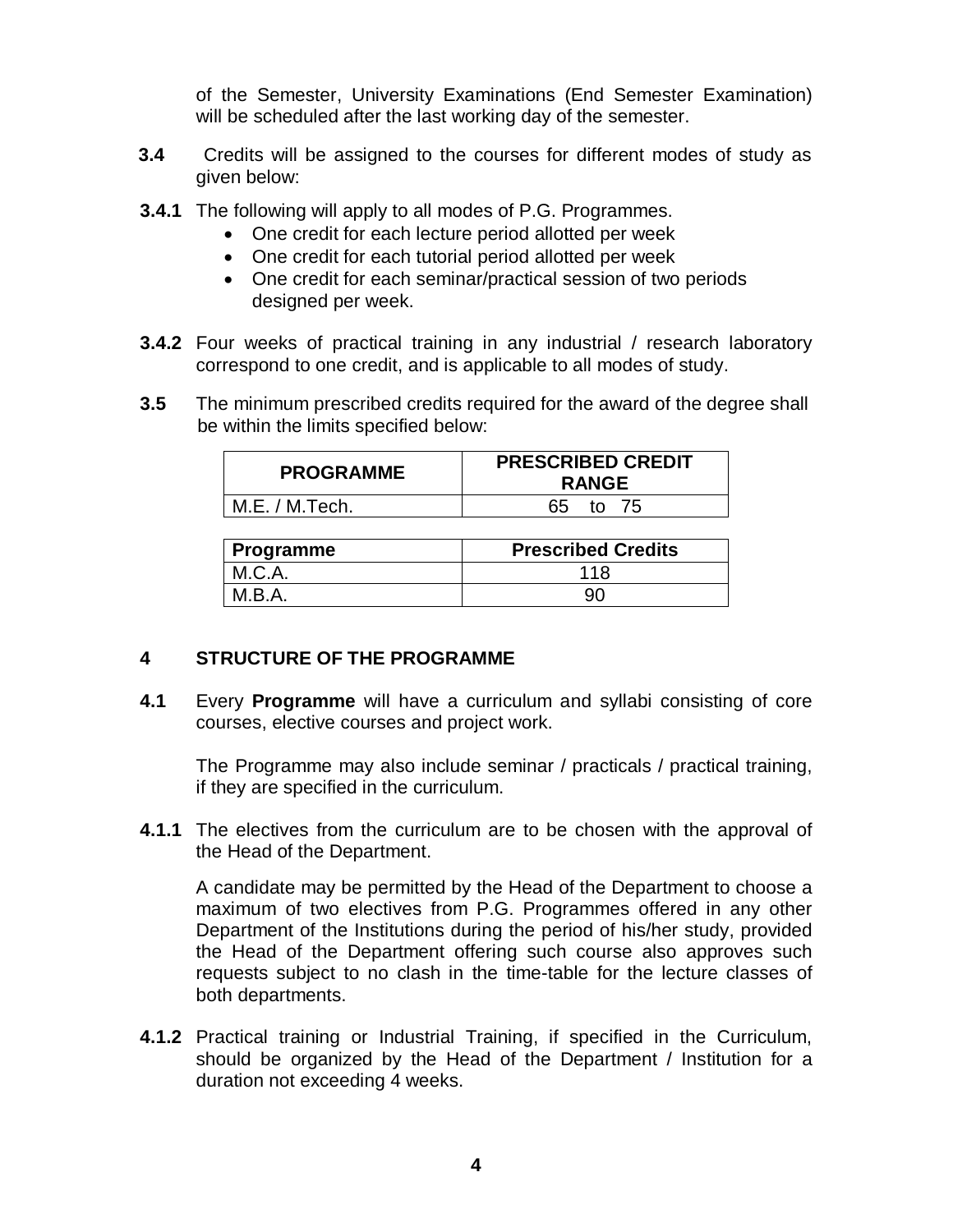of the Semester, University Examinations (End Semester Examination) will be scheduled after the last working day of the semester.

**3.4** Credits will be assigned to the courses for different modes of study as given below:

**3.4.1** The following will apply to all modes of P.G. Programmes.

- One credit for each lecture period allotted per week
- One credit for each tutorial period allotted per week
- One credit for each seminar/practical session of two periods designed per week.

**3.4.2** Four weeks of practical training in any industrial / research laboratory correspond to one credit, and is applicable to all modes of study.

**3.5** The minimum prescribed credits required for the award of the degree shall be within the limits specified below:

| PROGRAMME | PRESCRIBED CREDIT RANGE |
|---|---|
| M.E. / M.Tech. | 65 to 75 |

| Programme | Prescribed Credits |
|---|---|
| M.C.A. | 118 |
| M.B.A. | 90 |

## 4 STRUCTURE OF THE PROGRAMME

**4.1** Every **Programme** will have a curriculum and syllabi consisting of core courses, elective courses and project work.

The Programme may also include seminar / practicals / practical training, if they are specified in the curriculum.

**4.1.1** The electives from the curriculum are to be chosen with the approval of the Head of the Department.

A candidate may be permitted by the Head of the Department to choose a maximum of two electives from P.G. Programmes offered in any other Department of the Institutions during the period of his/her study, provided the Head of the Department offering such course also approves such requests subject to no clash in the time-table for the lecture classes of both departments.

**4.1.2** Practical training or Industrial Training, if specified in the Curriculum, should be organized by the Head of the Department / Institution for a duration not exceeding 4 weeks.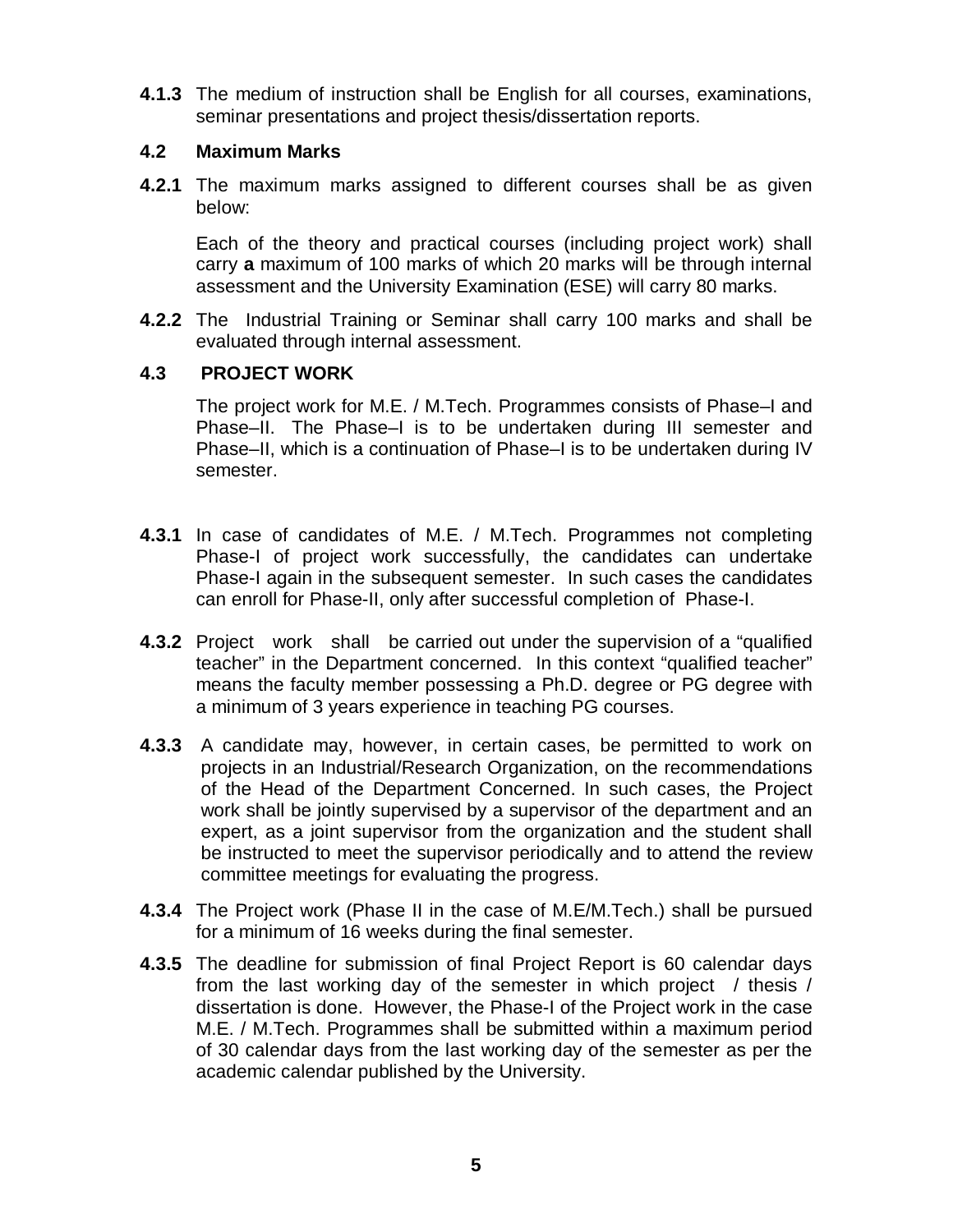**4.1.3** The medium of instruction shall be English for all courses, examinations, seminar presentations and project thesis/dissertation reports.

### 4.2 Maximum Marks

**4.2.1** The maximum marks assigned to different courses shall be as given below:

Each of the theory and practical courses (including project work) shall carry **a** maximum of 100 marks of which 20 marks will be through internal assessment and the University Examination (ESE) will carry 80 marks.

**4.2.2** The Industrial Training or Seminar shall carry 100 marks and shall be evaluated through internal assessment.

### 4.3 PROJECT WORK

The project work for M.E. / M.Tech. Programmes consists of Phase–I and Phase–II. The Phase–I is to be undertaken during III semester and Phase–II, which is a continuation of Phase–I is to be undertaken during IV semester.

**4.3.1** In case of candidates of M.E. / M.Tech. Programmes not completing Phase-I of project work successfully, the candidates can undertake Phase-I again in the subsequent semester. In such cases the candidates can enroll for Phase-II, only after successful completion of Phase-I.

**4.3.2** Project work shall be carried out under the supervision of a "qualified teacher" in the Department concerned. In this context "qualified teacher" means the faculty member possessing a Ph.D. degree or PG degree with a minimum of 3 years experience in teaching PG courses.

**4.3.3** A candidate may, however, in certain cases, be permitted to work on projects in an Industrial/Research Organization, on the recommendations of the Head of the Department Concerned. In such cases, the Project work shall be jointly supervised by a supervisor of the department and an expert, as a joint supervisor from the organization and the student shall be instructed to meet the supervisor periodically and to attend the review committee meetings for evaluating the progress.

**4.3.4** The Project work (Phase II in the case of M.E/M.Tech.) shall be pursued for a minimum of 16 weeks during the final semester.

**4.3.5** The deadline for submission of final Project Report is 60 calendar days from the last working day of the semester in which project / thesis / dissertation is done. However, the Phase-I of the Project work in the case M.E. / M.Tech. Programmes shall be submitted within a maximum period of 30 calendar days from the last working day of the semester as per the academic calendar published by the University.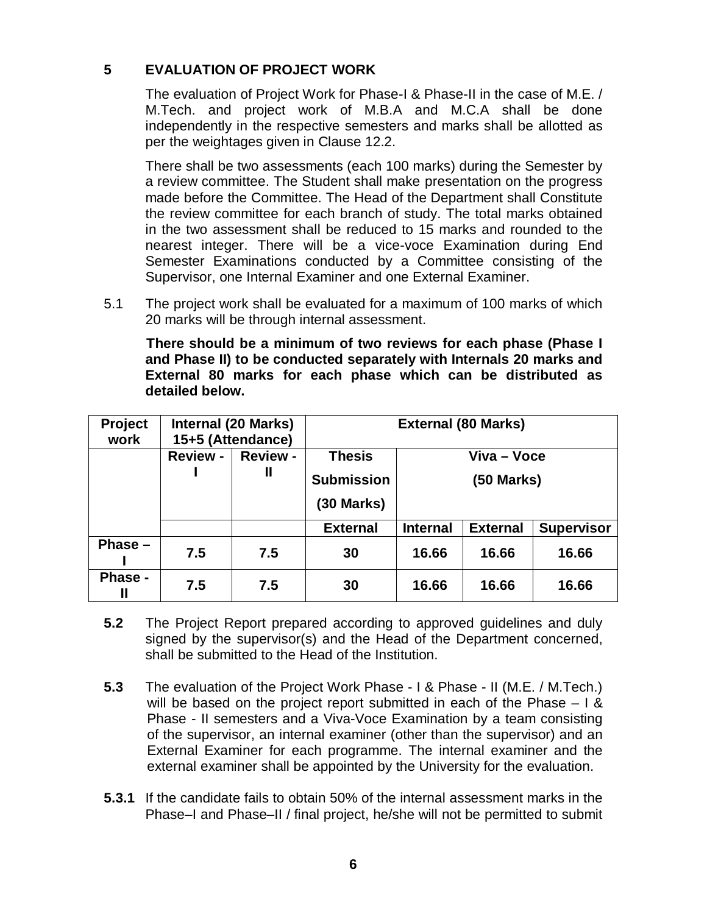## 5 EVALUATION OF PROJECT WORK

The evaluation of Project Work for Phase-I & Phase-II in the case of M.E. / M.Tech. and project work of M.B.A and M.C.A shall be done independently in the respective semesters and marks shall be allotted as per the weightages given in Clause 12.2.

There shall be two assessments (each 100 marks) during the Semester by a review committee. The Student shall make presentation on the progress made before the Committee. The Head of the Department shall Constitute the review committee for each branch of study. The total marks obtained in the two assessment shall be reduced to 15 marks and rounded to the nearest integer. There will be a vice-voce Examination during End Semester Examinations conducted by a Committee consisting of the Supervisor, one Internal Examiner and one External Examiner.

5.1 The project work shall be evaluated for a maximum of 100 marks of which 20 marks will be through internal assessment.

**There should be a minimum of two reviews for each phase (Phase I and Phase II) to be conducted separately with Internals 20 marks and External 80 marks for each phase which can be distributed as detailed below.**

| Project work | Internal (20 Marks) 15+5 (Attendance) | | External (80 Marks) | | | |
|---|---|---|---|---|---|---|
| | Review - I | Review - II | Thesis Submission (30 Marks) | Viva – Voce (50 Marks) | | |
| | | | External | Internal | External | Supervisor |
| Phase – I | 7.5 | 7.5 | 30 | 16.66 | 16.66 | 16.66 |
| Phase - II | 7.5 | 7.5 | 30 | 16.66 | 16.66 | 16.66 |

**5.2** The Project Report prepared according to approved guidelines and duly signed by the supervisor(s) and the Head of the Department concerned, shall be submitted to the Head of the Institution.

**5.3** The evaluation of the Project Work Phase - I & Phase - II (M.E. / M.Tech.) will be based on the project report submitted in each of the Phase – I & Phase - II semesters and a Viva-Voce Examination by a team consisting of the supervisor, an internal examiner (other than the supervisor) and an External Examiner for each programme. The internal examiner and the external examiner shall be appointed by the University for the evaluation.

**5.3.1** If the candidate fails to obtain 50% of the internal assessment marks in the Phase–I and Phase–II / final project, he/she will not be permitted to submit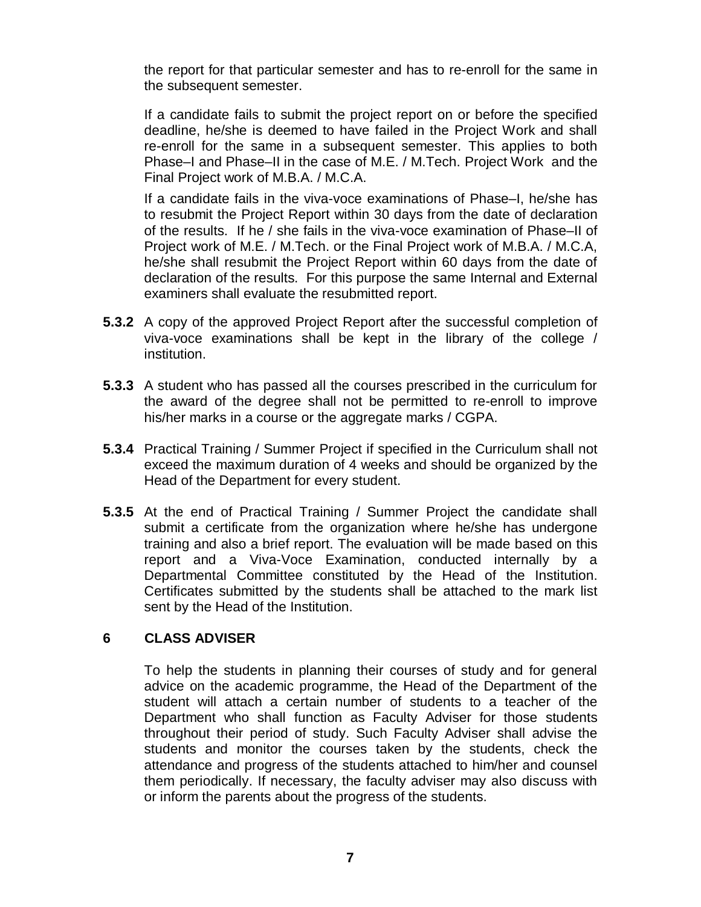the report for that particular semester and has to re-enroll for the same in the subsequent semester.

If a candidate fails to submit the project report on or before the specified deadline, he/she is deemed to have failed in the Project Work and shall re-enroll for the same in a subsequent semester. This applies to both Phase–I and Phase–II in the case of M.E. / M.Tech. Project Work and the Final Project work of M.B.A. / M.C.A.

If a candidate fails in the viva-voce examinations of Phase–I, he/she has to resubmit the Project Report within 30 days from the date of declaration of the results. If he / she fails in the viva-voce examination of Phase–II of Project work of M.E. / M.Tech. or the Final Project work of M.B.A. / M.C.A, he/she shall resubmit the Project Report within 60 days from the date of declaration of the results. For this purpose the same Internal and External examiners shall evaluate the resubmitted report.

**5.3.2** A copy of the approved Project Report after the successful completion of viva-voce examinations shall be kept in the library of the college / institution.

**5.3.3** A student who has passed all the courses prescribed in the curriculum for the award of the degree shall not be permitted to re-enroll to improve his/her marks in a course or the aggregate marks / CGPA.

**5.3.4** Practical Training / Summer Project if specified in the Curriculum shall not exceed the maximum duration of 4 weeks and should be organized by the Head of the Department for every student.

**5.3.5** At the end of Practical Training / Summer Project the candidate shall submit a certificate from the organization where he/she has undergone training and also a brief report. The evaluation will be made based on this report and a Viva-Voce Examination, conducted internally by a Departmental Committee constituted by the Head of the Institution. Certificates submitted by the students shall be attached to the mark list sent by the Head of the Institution.

## 6 CLASS ADVISER

To help the students in planning their courses of study and for general advice on the academic programme, the Head of the Department of the student will attach a certain number of students to a teacher of the Department who shall function as Faculty Adviser for those students throughout their period of study. Such Faculty Adviser shall advise the students and monitor the courses taken by the students, check the attendance and progress of the students attached to him/her and counsel them periodically. If necessary, the faculty adviser may also discuss with or inform the parents about the progress of the students.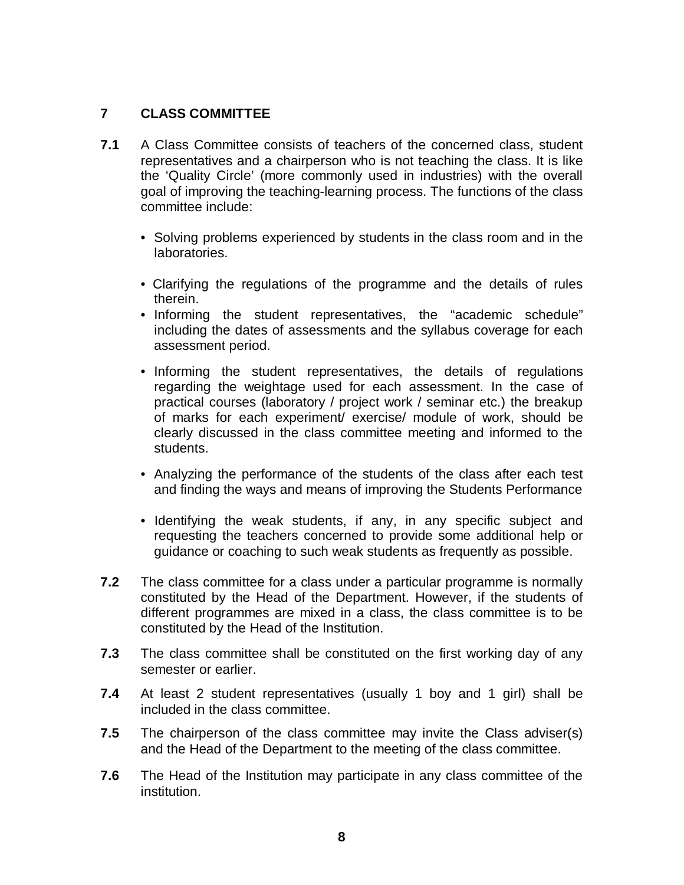## 7 CLASS COMMITTEE

**7.1** A Class Committee consists of teachers of the concerned class, student representatives and a chairperson who is not teaching the class. It is like the 'Quality Circle' (more commonly used in industries) with the overall goal of improving the teaching-learning process. The functions of the class committee include:

- Solving problems experienced by students in the class room and in the laboratories.
- Clarifying the regulations of the programme and the details of rules therein.
- Informing the student representatives, the "academic schedule" including the dates of assessments and the syllabus coverage for each assessment period.
- Informing the student representatives, the details of regulations regarding the weightage used for each assessment. In the case of practical courses (laboratory / project work / seminar etc.) the breakup of marks for each experiment/ exercise/ module of work, should be clearly discussed in the class committee meeting and informed to the students.
- Analyzing the performance of the students of the class after each test and finding the ways and means of improving the Students Performance
- Identifying the weak students, if any, in any specific subject and requesting the teachers concerned to provide some additional help or guidance or coaching to such weak students as frequently as possible.

**7.2** The class committee for a class under a particular programme is normally constituted by the Head of the Department. However, if the students of different programmes are mixed in a class, the class committee is to be constituted by the Head of the Institution.

**7.3** The class committee shall be constituted on the first working day of any semester or earlier.

**7.4** At least 2 student representatives (usually 1 boy and 1 girl) shall be included in the class committee.

**7.5** The chairperson of the class committee may invite the Class adviser(s) and the Head of the Department to the meeting of the class committee.

**7.6** The Head of the Institution may participate in any class committee of the institution.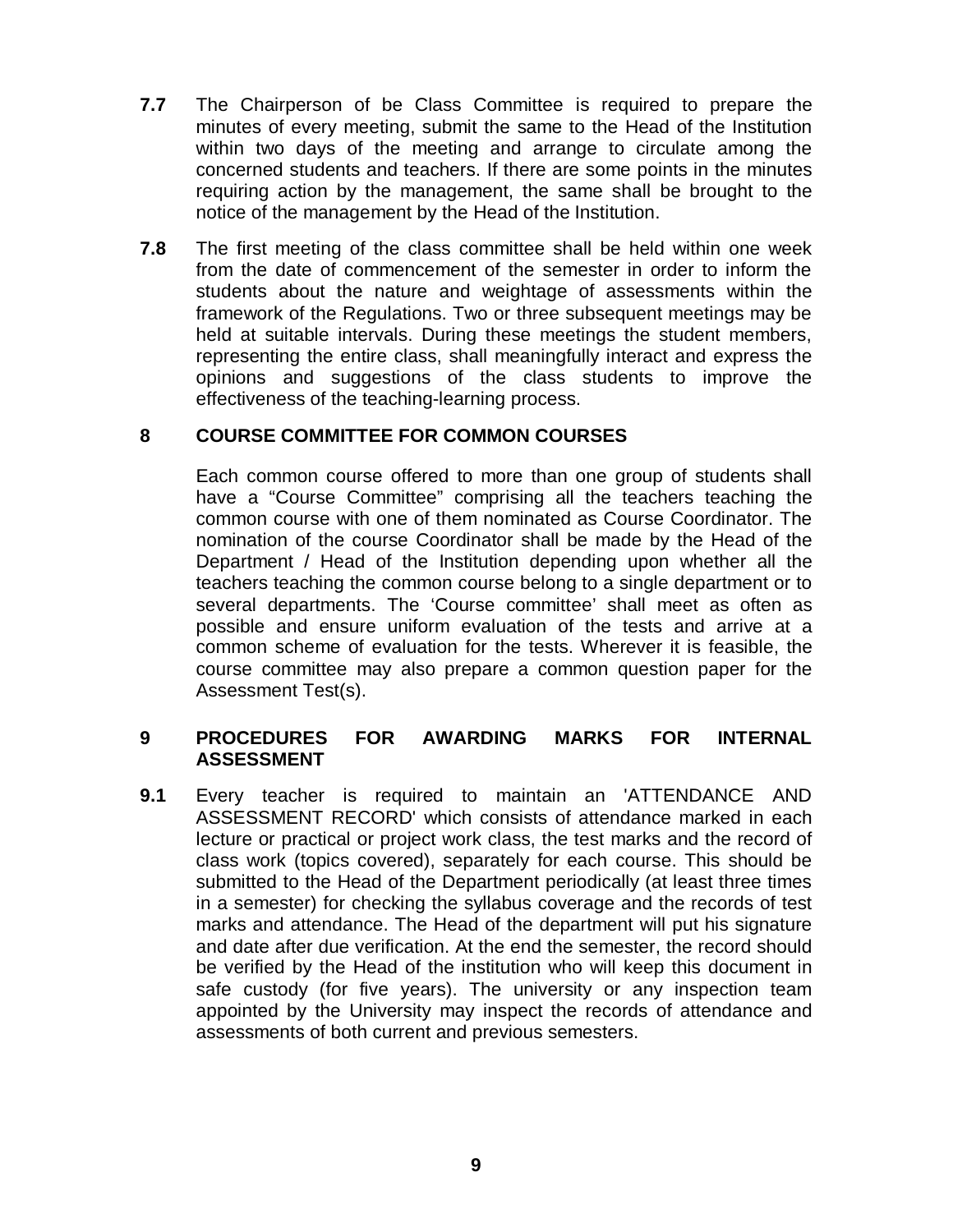**7.7** The Chairperson of be Class Committee is required to prepare the minutes of every meeting, submit the same to the Head of the Institution within two days of the meeting and arrange to circulate among the concerned students and teachers. If there are some points in the minutes requiring action by the management, the same shall be brought to the notice of the management by the Head of the Institution.

**7.8** The first meeting of the class committee shall be held within one week from the date of commencement of the semester in order to inform the students about the nature and weightage of assessments within the framework of the Regulations. Two or three subsequent meetings may be held at suitable intervals. During these meetings the student members, representing the entire class, shall meaningfully interact and express the opinions and suggestions of the class students to improve the effectiveness of the teaching-learning process.

## 8 COURSE COMMITTEE FOR COMMON COURSES

Each common course offered to more than one group of students shall have a "Course Committee" comprising all the teachers teaching the common course with one of them nominated as Course Coordinator. The nomination of the course Coordinator shall be made by the Head of the Department / Head of the Institution depending upon whether all the teachers teaching the common course belong to a single department or to several departments. The 'Course committee' shall meet as often as possible and ensure uniform evaluation of the tests and arrive at a common scheme of evaluation for the tests. Wherever it is feasible, the course committee may also prepare a common question paper for the Assessment Test(s).

## 9 PROCEDURES FOR AWARDING MARKS FOR INTERNAL ASSESSMENT

**9.1** Every teacher is required to maintain an 'ATTENDANCE AND ASSESSMENT RECORD' which consists of attendance marked in each lecture or practical or project work class, the test marks and the record of class work (topics covered), separately for each course. This should be submitted to the Head of the Department periodically (at least three times in a semester) for checking the syllabus coverage and the records of test marks and attendance. The Head of the department will put his signature and date after due verification. At the end the semester, the record should be verified by the Head of the institution who will keep this document in safe custody (for five years). The university or any inspection team appointed by the University may inspect the records of attendance and assessments of both current and previous semesters.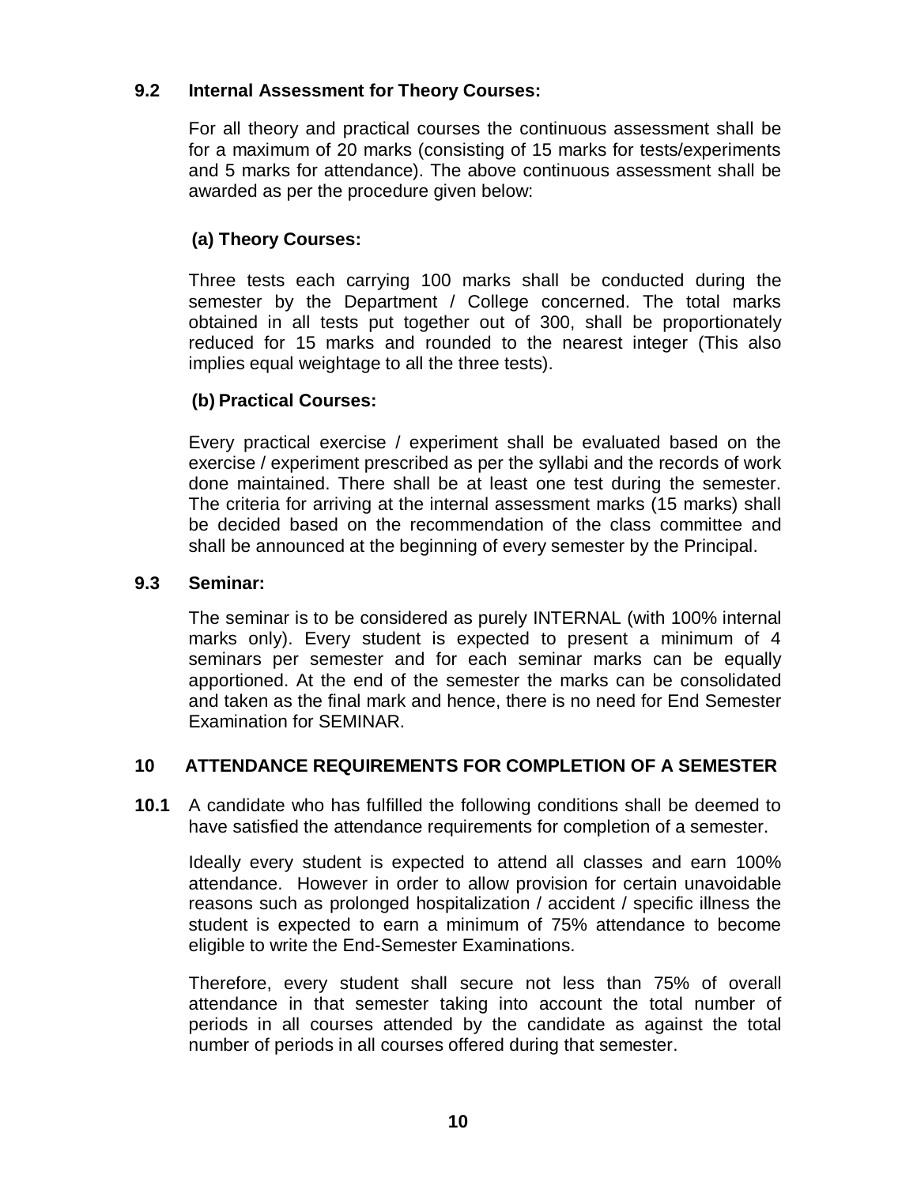### 9.2 Internal Assessment for Theory Courses:

For all theory and practical courses the continuous assessment shall be for a maximum of 20 marks (consisting of 15 marks for tests/experiments and 5 marks for attendance). The above continuous assessment shall be awarded as per the procedure given below:

**(a) Theory Courses:**

Three tests each carrying 100 marks shall be conducted during the semester by the Department / College concerned. The total marks obtained in all tests put together out of 300, shall be proportionately reduced for 15 marks and rounded to the nearest integer (This also implies equal weightage to all the three tests).

**(b) Practical Courses:**

Every practical exercise / experiment shall be evaluated based on the exercise / experiment prescribed as per the syllabi and the records of work done maintained. There shall be at least one test during the semester. The criteria for arriving at the internal assessment marks (15 marks) shall be decided based on the recommendation of the class committee and shall be announced at the beginning of every semester by the Principal.

### 9.3 Seminar:

The seminar is to be considered as purely INTERNAL (with 100% internal marks only). Every student is expected to present a minimum of 4 seminars per semester and for each seminar marks can be equally apportioned. At the end of the semester the marks can be consolidated and taken as the final mark and hence, there is no need for End Semester Examination for SEMINAR.

## 10 ATTENDANCE REQUIREMENTS FOR COMPLETION OF A SEMESTER

**10.1** A candidate who has fulfilled the following conditions shall be deemed to have satisfied the attendance requirements for completion of a semester.

Ideally every student is expected to attend all classes and earn 100% attendance. However in order to allow provision for certain unavoidable reasons such as prolonged hospitalization / accident / specific illness the student is expected to earn a minimum of 75% attendance to become eligible to write the End-Semester Examinations.

Therefore, every student shall secure not less than 75% of overall attendance in that semester taking into account the total number of periods in all courses attended by the candidate as against the total number of periods in all courses offered during that semester.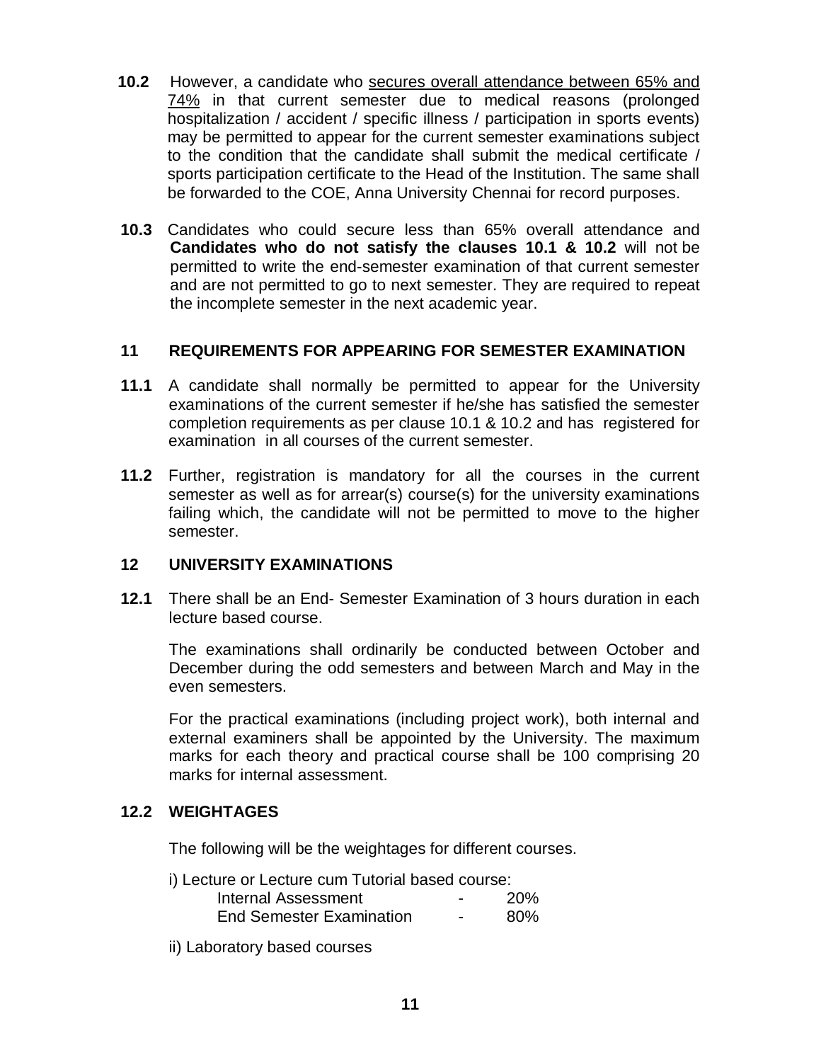**10.2** However, a candidate who <u>secures overall attendance between 65% and 74%</u> in that current semester due to medical reasons (prolonged hospitalization / accident / specific illness / participation in sports events) may be permitted to appear for the current semester examinations subject to the condition that the candidate shall submit the medical certificate / sports participation certificate to the Head of the Institution. The same shall be forwarded to the COE, Anna University Chennai for record purposes.

**10.3** Candidates who could secure less than 65% overall attendance and **Candidates who do not satisfy the clauses 10.1 & 10.2** will not be permitted to write the end-semester examination of that current semester and are not permitted to go to next semester. They are required to repeat the incomplete semester in the next academic year.

## 11 REQUIREMENTS FOR APPEARING FOR SEMESTER EXAMINATION

**11.1** A candidate shall normally be permitted to appear for the University examinations of the current semester if he/she has satisfied the semester completion requirements as per clause 10.1 & 10.2 and has registered for examination in all courses of the current semester.

**11.2** Further, registration is mandatory for all the courses in the current semester as well as for arrear(s) course(s) for the university examinations failing which, the candidate will not be permitted to move to the higher semester.

## 12 UNIVERSITY EXAMINATIONS

**12.1** There shall be an End- Semester Examination of 3 hours duration in each lecture based course.

The examinations shall ordinarily be conducted between October and December during the odd semesters and between March and May in the even semesters.

For the practical examinations (including project work), both internal and external examiners shall be appointed by the University. The maximum marks for each theory and practical course shall be 100 comprising 20 marks for internal assessment.

### 12.2 WEIGHTAGES

The following will be the weightages for different courses.

i) Lecture or Lecture cum Tutorial based course:

| | | |
|---|---|---|
| Internal Assessment | - | 20% |
| End Semester Examination | - | 80% |

ii) Laboratory based courses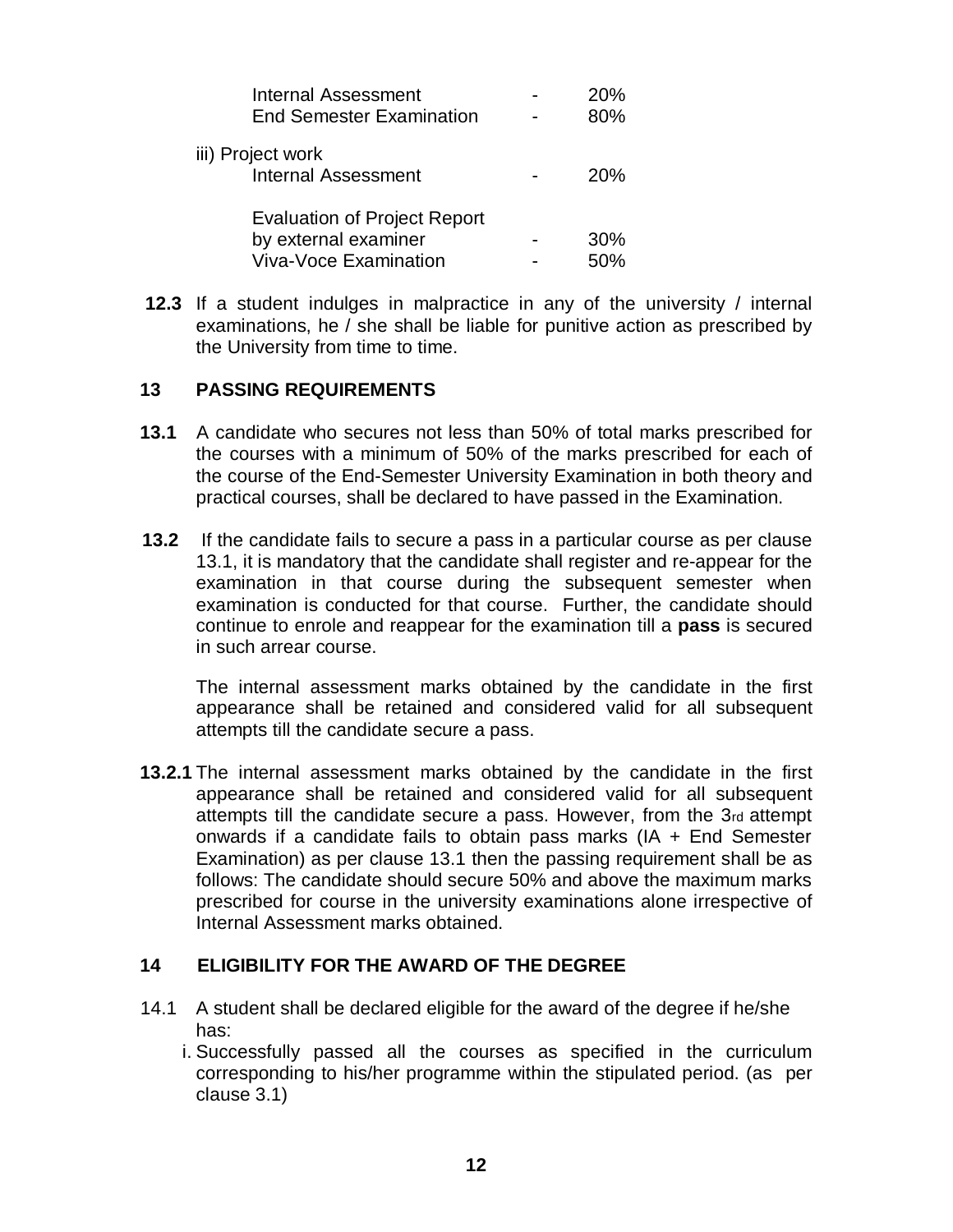| | | |
|---|---|---|
| Internal Assessment | - | 20% |
| End Semester Examination | - | 80% |

iii) Project work

| | | |
|---|---|---|
| Internal Assessment | - | 20% |
| Evaluation of Project Report by external examiner | - | 30% |
| Viva-Voce Examination | - | 50% |

**12.3** If a student indulges in malpractice in any of the university / internal examinations, he / she shall be liable for punitive action as prescribed by the University from time to time.

## 13 PASSING REQUIREMENTS

**13.1** A candidate who secures not less than 50% of total marks prescribed for the courses with a minimum of 50% of the marks prescribed for each of the course of the End-Semester University Examination in both theory and practical courses, shall be declared to have passed in the Examination.

**13.2** If the candidate fails to secure a pass in a particular course as per clause 13.1, it is mandatory that the candidate shall register and re-appear for the examination in that course during the subsequent semester when examination is conducted for that course. Further, the candidate should continue to enrole and reappear for the examination till a **pass** is secured in such arrear course.

The internal assessment marks obtained by the candidate in the first appearance shall be retained and considered valid for all subsequent attempts till the candidate secure a pass.

**13.2.1** The internal assessment marks obtained by the candidate in the first appearance shall be retained and considered valid for all subsequent attempts till the candidate secure a pass. However, from the 3rd attempt onwards if a candidate fails to obtain pass marks (IA + End Semester Examination) as per clause 13.1 then the passing requirement shall be as follows: The candidate should secure 50% and above the maximum marks prescribed for course in the university examinations alone irrespective of Internal Assessment marks obtained.

## 14 ELIGIBILITY FOR THE AWARD OF THE DEGREE

14.1 A student shall be declared eligible for the award of the degree if he/she has:

i. Successfully passed all the courses as specified in the curriculum corresponding to his/her programme within the stipulated period. (as per clause 3.1)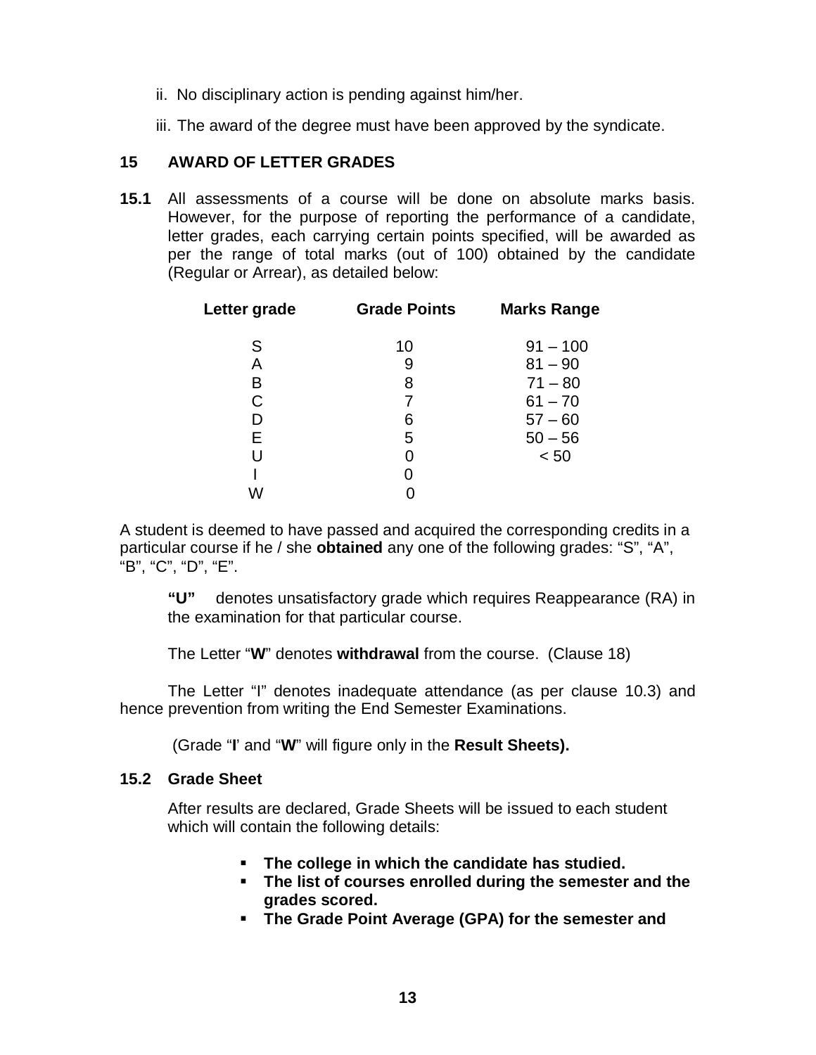ii. No disciplinary action is pending against him/her.

iii. The award of the degree must have been approved by the syndicate.

## 15 AWARD OF LETTER GRADES

**15.1** All assessments of a course will be done on absolute marks basis. However, for the purpose of reporting the performance of a candidate, letter grades, each carrying certain points specified, will be awarded as per the range of total marks (out of 100) obtained by the candidate (Regular or Arrear), as detailed below:

| Letter grade | Grade Points | Marks Range |
|---|---|---|
| S | 10 | 91 – 100 |
| A | 9 | 81 – 90 |
| B | 8 | 71 – 80 |
| C | 7 | 61 – 70 |
| D | 6 | 57 – 60 |
| E | 5 | 50 – 56 |
| U | 0 | < 50 |
| I | 0 | |
| W | 0 | |

A student is deemed to have passed and acquired the corresponding credits in a particular course if he / she **obtained** any one of the following grades: "S", "A", "B", "C", "D", "E".

**"U"** denotes unsatisfactory grade which requires Reappearance (RA) in the examination for that particular course.

The Letter "**W**" denotes **withdrawal** from the course. (Clause 18)

The Letter "I" denotes inadequate attendance (as per clause 10.3) and hence prevention from writing the End Semester Examinations.

(Grade "**I**' and "**W**" will figure only in the **Result Sheets).**

### 15.2 Grade Sheet

After results are declared, Grade Sheets will be issued to each student which will contain the following details:

- **The college in which the candidate has studied.**
- **The list of courses enrolled during the semester and the grades scored.**
- **The Grade Point Average (GPA) for the semester and**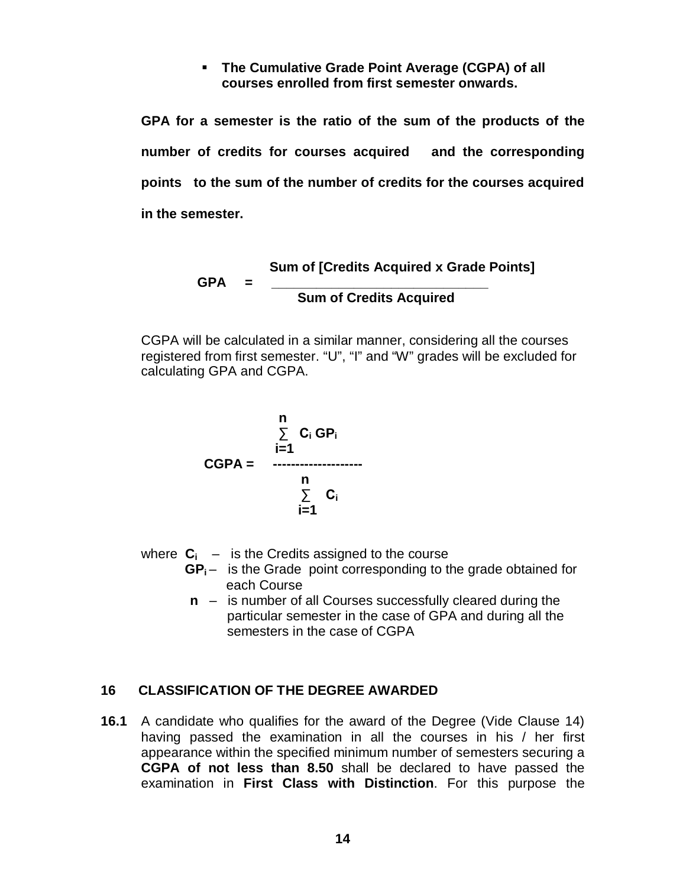- **The Cumulative Grade Point Average (CGPA) of all courses enrolled from first semester onwards.**

**GPA for a semester is the ratio of the sum of the products of the number of credits for courses acquired and the corresponding points to the sum of the number of credits for the courses acquired in the semester.**

$$\textbf{GPA} = \frac{\textbf{Sum of [Credits Acquired x Grade Points]}}{\textbf{Sum of Credits Acquired}}$$

CGPA will be calculated in a similar manner, considering all the courses registered from first semester. "U", "I" and "W" grades will be excluded for calculating GPA and CGPA.

$$\textbf{CGPA} = \frac{\sum_{i=1}^{n} C_i \, GP_i}{\sum_{i=1}^{n} C_i}$$

where $C_i$ – is the Credits assigned to the course

$GP_i$ – is the Grade point corresponding to the grade obtained for each Course

$n$ – is number of all Courses successfully cleared during the particular semester in the case of GPA and during all the semesters in the case of CGPA

## 16 CLASSIFICATION OF THE DEGREE AWARDED

**16.1** A candidate who qualifies for the award of the Degree (Vide Clause 14) having passed the examination in all the courses in his / her first appearance within the specified minimum number of semesters securing a **CGPA of not less than 8.50** shall be declared to have passed the examination in **First Class with Distinction**. For this purpose the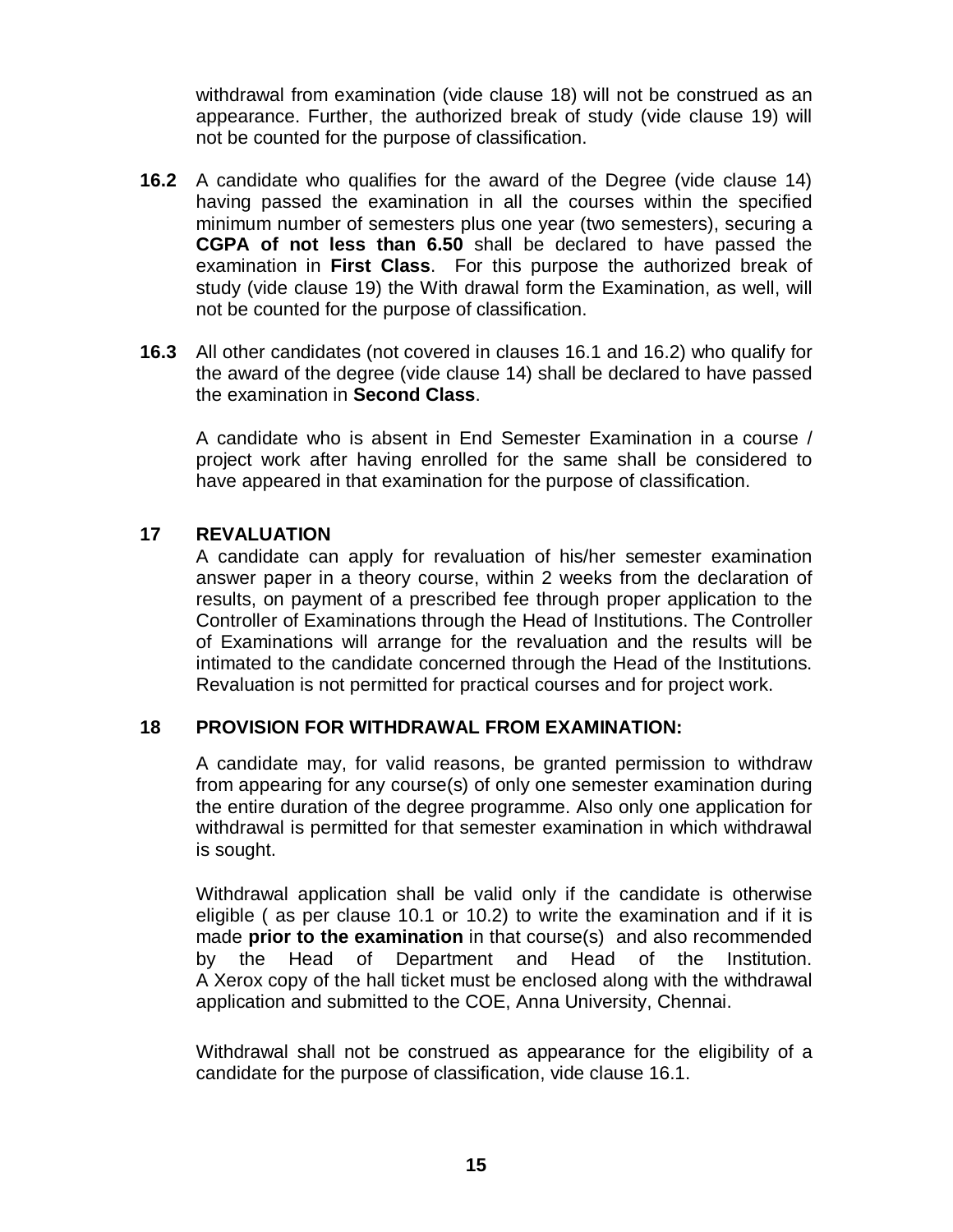withdrawal from examination (vide clause 18) will not be construed as an appearance. Further, the authorized break of study (vide clause 19) will not be counted for the purpose of classification.

**16.2** A candidate who qualifies for the award of the Degree (vide clause 14) having passed the examination in all the courses within the specified minimum number of semesters plus one year (two semesters), securing a **CGPA of not less than 6.50** shall be declared to have passed the examination in **First Class**. For this purpose the authorized break of study (vide clause 19) the With drawal form the Examination, as well, will not be counted for the purpose of classification.

**16.3** All other candidates (not covered in clauses 16.1 and 16.2) who qualify for the award of the degree (vide clause 14) shall be declared to have passed the examination in **Second Class**.

A candidate who is absent in End Semester Examination in a course / project work after having enrolled for the same shall be considered to have appeared in that examination for the purpose of classification.

## 17 REVALUATION

A candidate can apply for revaluation of his/her semester examination answer paper in a theory course, within 2 weeks from the declaration of results, on payment of a prescribed fee through proper application to the Controller of Examinations through the Head of Institutions. The Controller of Examinations will arrange for the revaluation and the results will be intimated to the candidate concerned through the Head of the Institutions. Revaluation is not permitted for practical courses and for project work.

## 18 PROVISION FOR WITHDRAWAL FROM EXAMINATION:

A candidate may, for valid reasons, be granted permission to withdraw from appearing for any course(s) of only one semester examination during the entire duration of the degree programme. Also only one application for withdrawal is permitted for that semester examination in which withdrawal is sought.

Withdrawal application shall be valid only if the candidate is otherwise eligible ( as per clause 10.1 or 10.2) to write the examination and if it is made **prior to the examination** in that course(s) and also recommended by the Head of Department and Head of the Institution. A Xerox copy of the hall ticket must be enclosed along with the withdrawal application and submitted to the COE, Anna University, Chennai.

Withdrawal shall not be construed as appearance for the eligibility of a candidate for the purpose of classification, vide clause 16.1.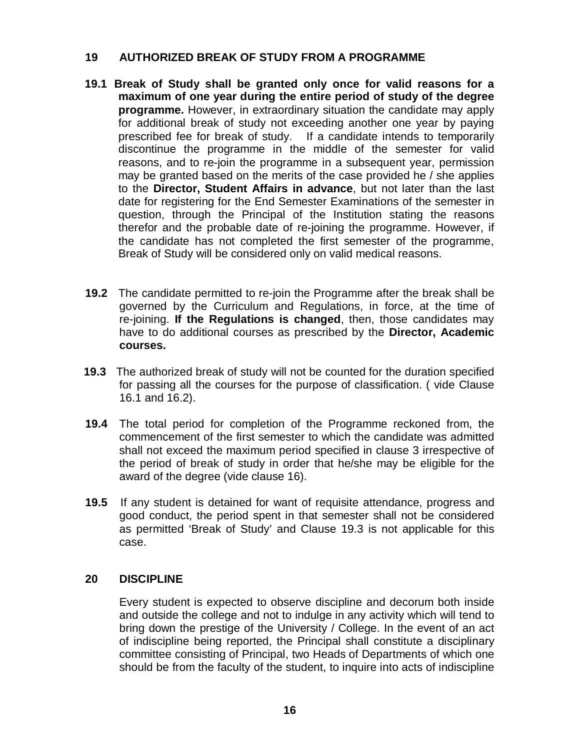## 19 AUTHORIZED BREAK OF STUDY FROM A PROGRAMME

**19.1** **Break of Study shall be granted only once for valid reasons for a maximum of one year during the entire period of study of the degree programme.** However, in extraordinary situation the candidate may apply for additional break of study not exceeding another one year by paying prescribed fee for break of study. If a candidate intends to temporarily discontinue the programme in the middle of the semester for valid reasons, and to re-join the programme in a subsequent year, permission may be granted based on the merits of the case provided he / she applies to the **Director, Student Affairs in advance**, but not later than the last date for registering for the End Semester Examinations of the semester in question, through the Principal of the Institution stating the reasons therefor and the probable date of re-joining the programme. However, if the candidate has not completed the first semester of the programme, Break of Study will be considered only on valid medical reasons.

**19.2** The candidate permitted to re-join the Programme after the break shall be governed by the Curriculum and Regulations, in force, at the time of re-joining. **If the Regulations is changed**, then, those candidates may have to do additional courses as prescribed by the **Director, Academic courses.**

**19.3** The authorized break of study will not be counted for the duration specified for passing all the courses for the purpose of classification. ( vide Clause 16.1 and 16.2).

**19.4** The total period for completion of the Programme reckoned from, the commencement of the first semester to which the candidate was admitted shall not exceed the maximum period specified in clause 3 irrespective of the period of break of study in order that he/she may be eligible for the award of the degree (vide clause 16).

**19.5** If any student is detained for want of requisite attendance, progress and good conduct, the period spent in that semester shall not be considered as permitted 'Break of Study' and Clause 19.3 is not applicable for this case.

## 20 DISCIPLINE

Every student is expected to observe discipline and decorum both inside and outside the college and not to indulge in any activity which will tend to bring down the prestige of the University / College. In the event of an act of indiscipline being reported, the Principal shall constitute a disciplinary committee consisting of Principal, two Heads of Departments of which one should be from the faculty of the student, to inquire into acts of indiscipline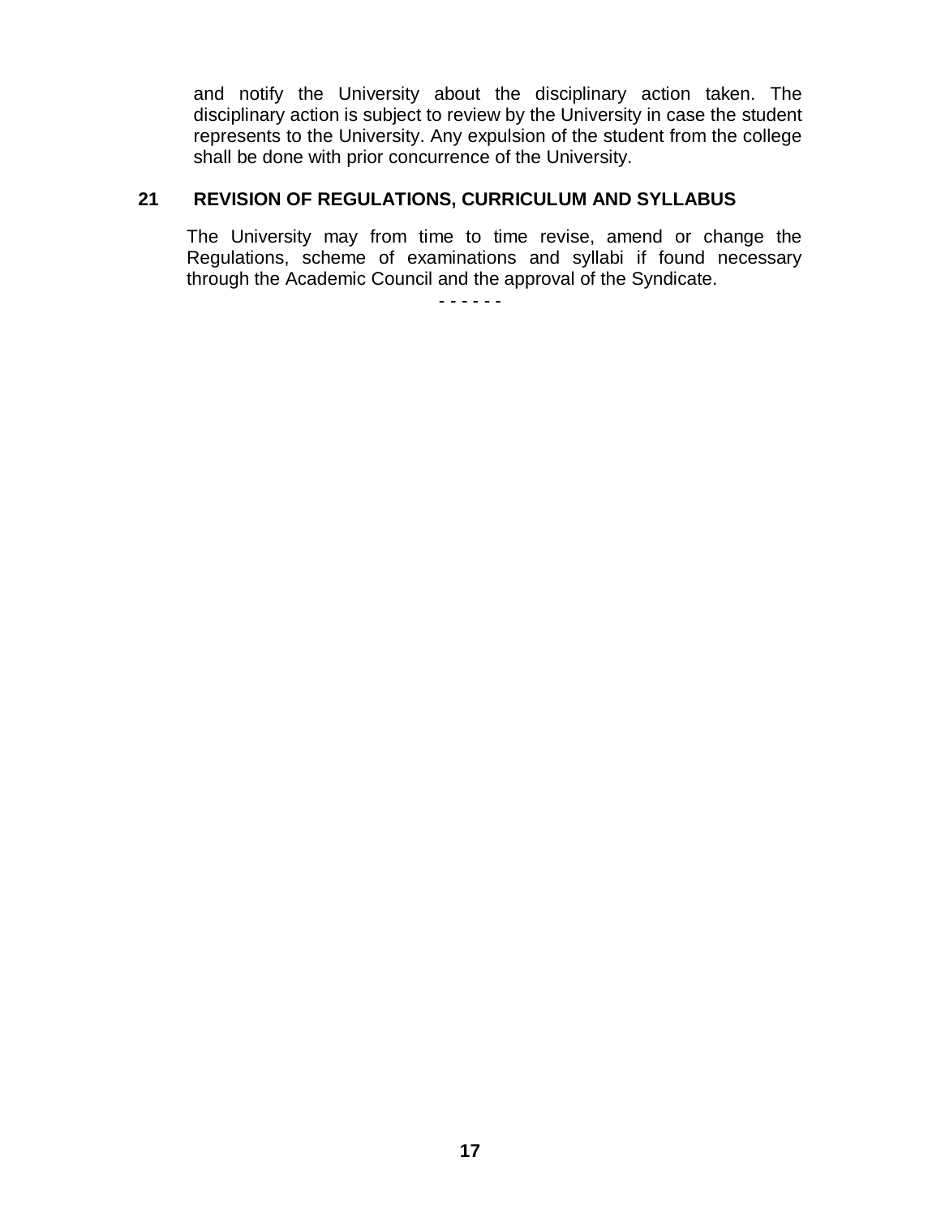and notify the University about the disciplinary action taken. The disciplinary action is subject to review by the University in case the student represents to the University. Any expulsion of the student from the college shall be done with prior concurrence of the University.

## 21 REVISION OF REGULATIONS, CURRICULUM AND SYLLABUS

The University may from time to time revise, amend or change the Regulations, scheme of examinations and syllabi if found necessary through the Academic Council and the approval of the Syndicate.

\- - - - - -